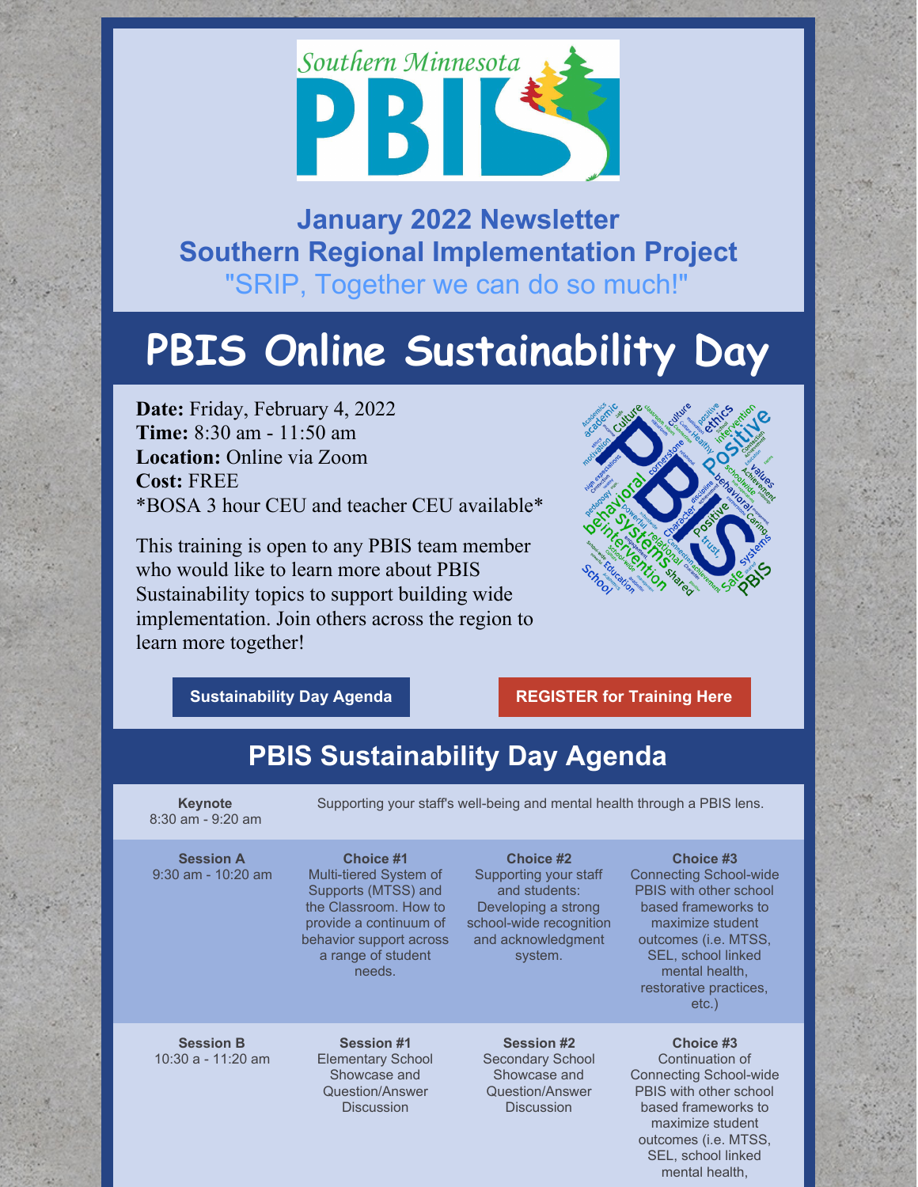# January 2022 Newsletter
# Southern Regional Implementation Project
"SRIP, Together we can do so much!"

# PBIS Online Sustainability Day

**Date:** Friday, February 4, 2022
**Time:** 8:30 am - 11:50 am
**Location:** Online via Zoom
**Cost:** FREE
*BOSA 3 hour CEU and teacher CEU available*

This training is open to any PBIS team member who would like to learn more about PBIS Sustainability topics to support building wide implementation. Join others across the region to learn more together!

**Sustainability Day Agenda** | **REGISTER for Training Here**

## PBIS Sustainability Day Agenda

| | | | |
|---|---|---|---|
| **Keynote** 8:30 am - 9:20 am | Supporting your staff's well-being and mental health through a PBIS lens. | | |
| **Session A** 9:30 am - 10:20 am | **Choice #1** Multi-tiered System of Supports (MTSS) and the Classroom. How to provide a continuum of behavior support across a range of student needs. | **Choice #2** Supporting your staff and students: Developing a strong school-wide recognition and acknowledgment system. | **Choice #3** Connecting School-wide PBIS with other school based frameworks to maximize student outcomes (i.e. MTSS, SEL, school linked mental health, restorative practices, etc.) |
| **Session B** 10:30 a - 11:20 am | **Session #1** Elementary School Showcase and Question/Answer Discussion | **Session #2** Secondary School Showcase and Question/Answer Discussion | **Choice #3** Continuation of Connecting School-wide PBIS with other school based frameworks to maximize student outcomes (i.e. MTSS, SEL, school linked mental health, |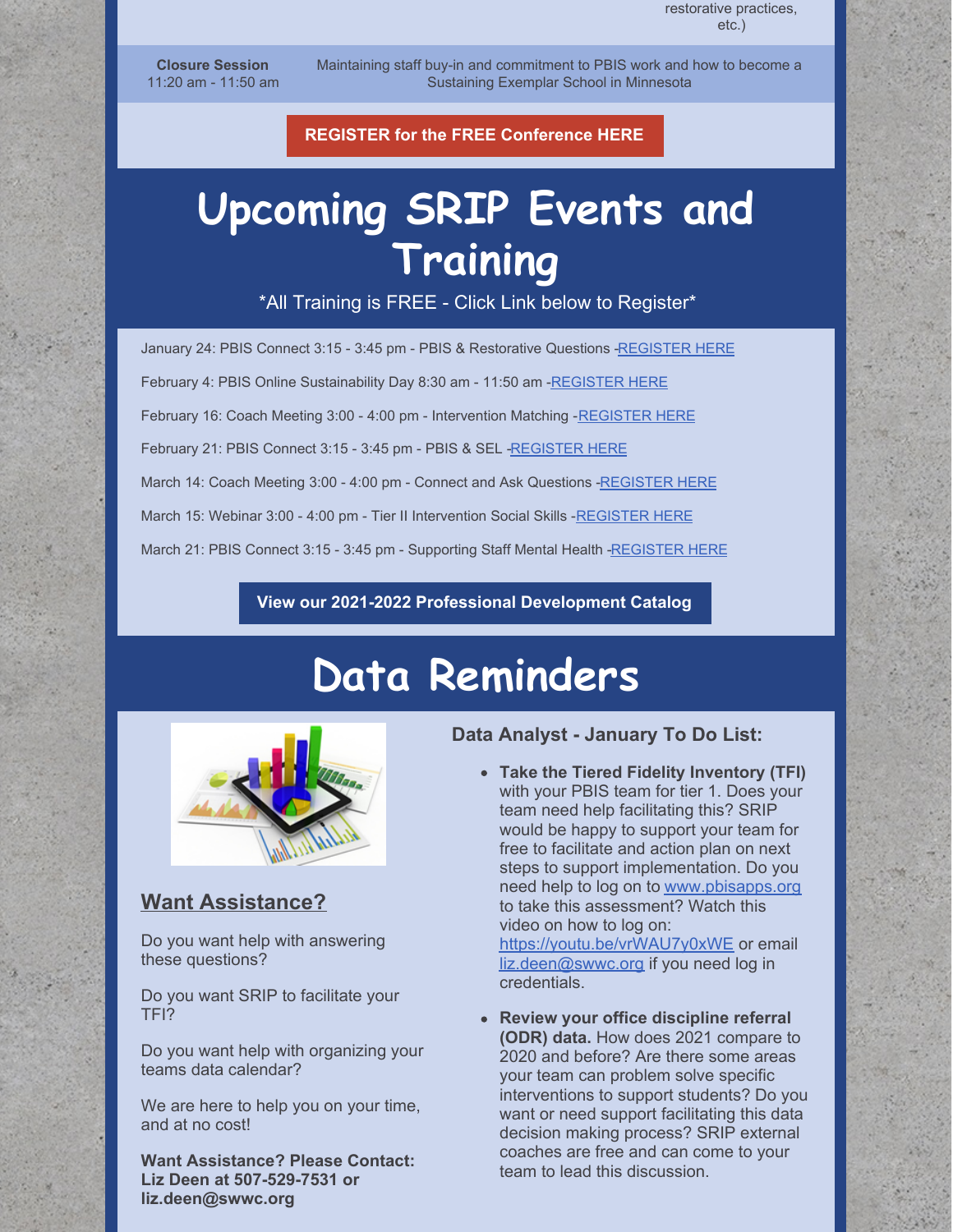restorative practices, etc.)

| **Closure Session** 11:20 am - 11:50 am | Maintaining staff buy-in and commitment to PBIS work and how to become a Sustaining Exemplar School in Minnesota |
| --- | --- |

**REGISTER for the FREE Conference HERE**

# Upcoming SRIP Events and Training

\*All Training is FREE - Click Link below to Register\*

January 24: PBIS Connect 3:15 - 3:45 pm - PBIS & Restorative Questions -REGISTER HERE

February 4: PBIS Online Sustainability Day 8:30 am - 11:50 am -REGISTER HERE

February 16: Coach Meeting 3:00 - 4:00 pm - Intervention Matching -REGISTER HERE

February 21: PBIS Connect 3:15 - 3:45 pm - PBIS & SEL -REGISTER HERE

March 14: Coach Meeting 3:00 - 4:00 pm - Connect and Ask Questions -REGISTER HERE

March 15: Webinar 3:00 - 4:00 pm - Tier II Intervention Social Skills -REGISTER HERE

March 21: PBIS Connect 3:15 - 3:45 pm - Supporting Staff Mental Health -REGISTER HERE

**View our 2021-2022 Professional Development Catalog**

# Data Reminders

## Want Assistance?

Do you want help with answering these questions?

Do you want SRIP to facilitate your TFI?

Do you want help with organizing your teams data calendar?

We are here to help you on your time, and at no cost!

**Want Assistance? Please Contact: Liz Deen at 507-529-7531 or liz.deen@swwc.org**

### Data Analyst - January To Do List:

- **Take the Tiered Fidelity Inventory (TFI)** with your PBIS team for tier 1. Does your team need help facilitating this? SRIP would be happy to support your team for free to facilitate and action plan on next steps to support implementation. Do you need help to log on to www.pbisapps.org to take this assessment? Watch this video on how to log on: https://youtu.be/vrWAU7y0xWE or email liz.deen@swwc.org if you need log in credentials.
- **Review your office discipline referral (ODR) data.** How does 2021 compare to 2020 and before? Are there some areas your team can problem solve specific interventions to support students? Do you want or need support facilitating this data decision making process? SRIP external coaches are free and can come to your team to lead this discussion.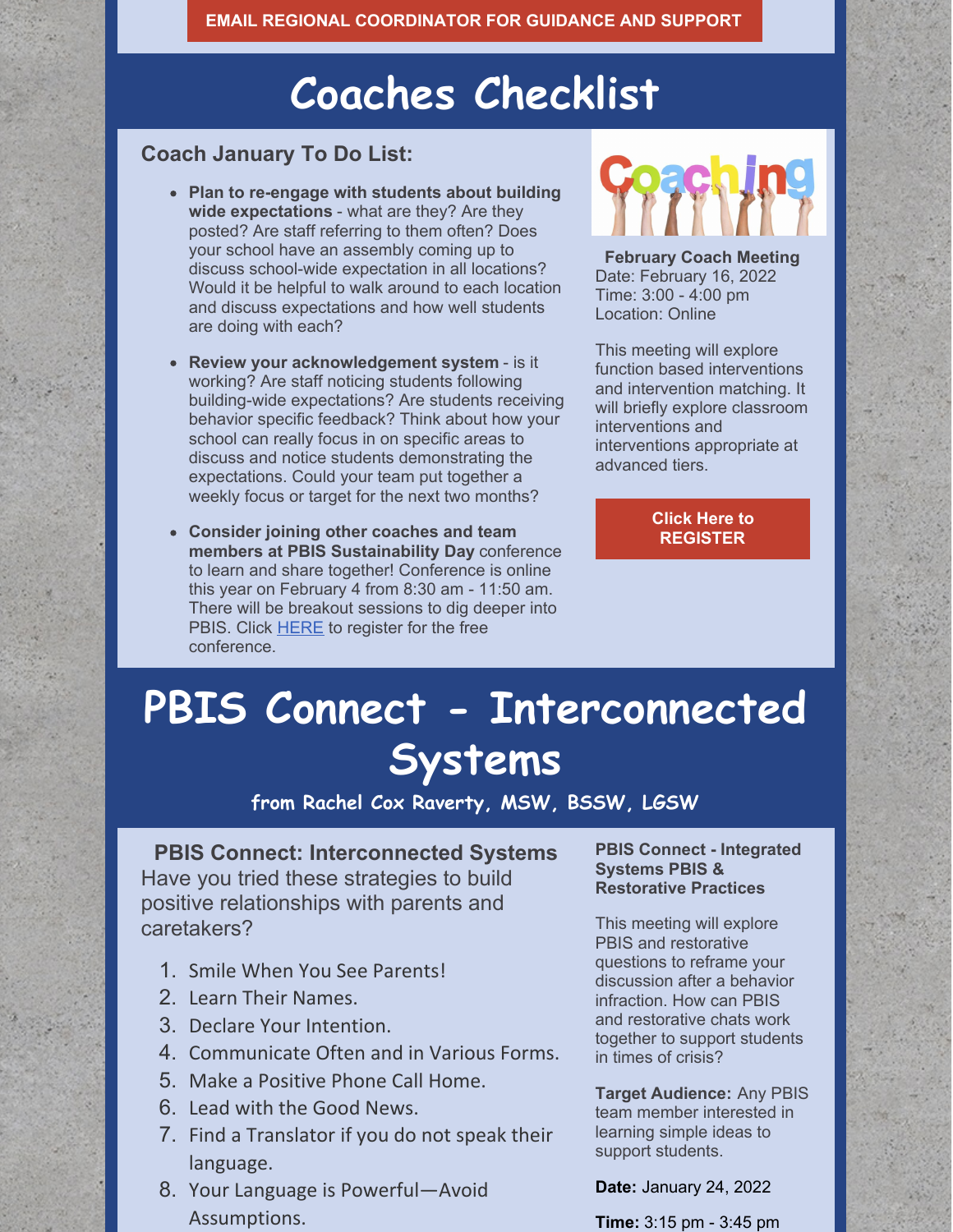EMAIL REGIONAL COORDINATOR FOR GUIDANCE AND SUPPORT

# Coaches Checklist

### Coach January To Do List:

- **Plan to re-engage with students about building wide expectations** - what are they? Are they posted? Are staff referring to them often? Does your school have an assembly coming up to discuss school-wide expectation in all locations? Would it be helpful to walk around to each location and discuss expectations and how well students are doing with each?
- **Review your acknowledgement system** - is it working? Are staff noticing students following building-wide expectations? Are students receiving behavior specific feedback? Think about how your school can really focus in on specific areas to discuss and notice students demonstrating the expectations. Could your team put together a weekly focus or target for the next two months?
- **Consider joining other coaches and team members at PBIS Sustainability Day** conference to learn and share together! Conference is online this year on February 4 from 8:30 am - 11:50 am. There will be breakout sessions to dig deeper into PBIS. Click HERE to register for the free conference.

**February Coach Meeting**
Date: February 16, 2022
Time: 3:00 - 4:00 pm
Location: Online

This meeting will explore function based interventions and intervention matching. It will briefly explore classroom interventions and interventions appropriate at advanced tiers.

Click Here to REGISTER

# PBIS Connect - Interconnected Systems

from Rachel Cox Raverty, MSW, BSSW, LGSW

**PBIS Connect: Interconnected Systems**
Have you tried these strategies to build positive relationships with parents and caretakers?

1. Smile When You See Parents!
2. Learn Their Names.
3. Declare Your Intention.
4. Communicate Often and in Various Forms.
5. Make a Positive Phone Call Home.
6. Lead with the Good News.
7. Find a Translator if you do not speak their language.
8. Your Language is Powerful—Avoid Assumptions.

**PBIS Connect - Integrated Systems PBIS & Restorative Practices**

This meeting will explore PBIS and restorative questions to reframe your discussion after a behavior infraction. How can PBIS and restorative chats work together to support students in times of crisis?

**Target Audience:** Any PBIS team member interested in learning simple ideas to support students.

**Date:** January 24, 2022

**Time:** 3:15 pm - 3:45 pm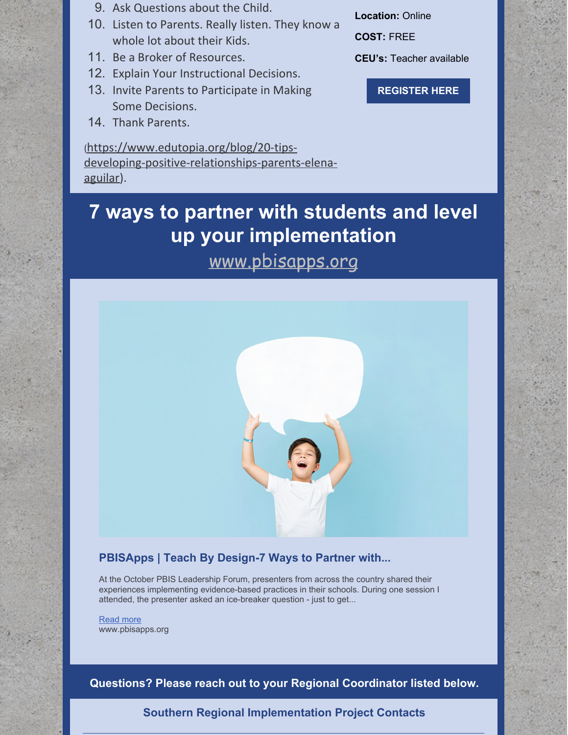9. Ask Questions about the Child.
10. Listen to Parents. Really listen. They know a whole lot about their Kids.
11. Be a Broker of Resources.
12. Explain Your Instructional Decisions.
13. Invite Parents to Participate in Making Some Decisions.
14. Thank Parents.

(https://www.edutopia.org/blog/20-tips-developing-positive-relationships-parents-elena-aguilar).

**Location:** Online

**COST:** FREE

**CEU's:** Teacher available

REGISTER HERE

# 7 ways to partner with students and level up your implementation

www.pbisapps.org

### PBISApps | Teach By Design-7 Ways to Partner with...

At the October PBIS Leadership Forum, presenters from across the country shared their experiences implementing evidence-based practices in their schools. During one session I attended, the presenter asked an ice-breaker question - just to get...

Read more
www.pbisapps.org

**Questions? Please reach out to your Regional Coordinator listed below.**

### Southern Regional Implementation Project Contacts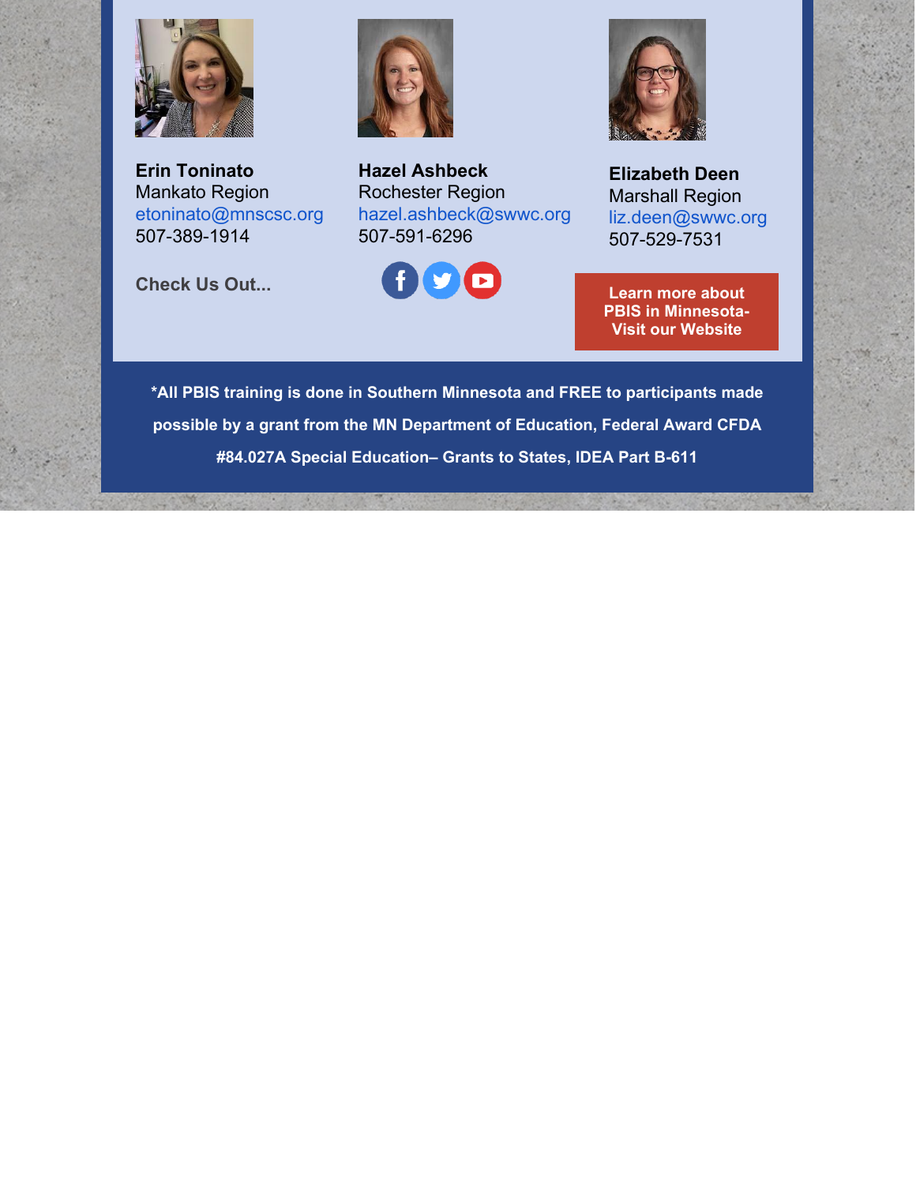**Erin Toninato**
Mankato Region
etoninato@mnscsc.org
507-389-1914

**Hazel Ashbeck**
Rochester Region
hazel.ashbeck@swwc.org
507-591-6296

**Elizabeth Deen**
Marshall Region
liz.deen@swwc.org
507-529-7531

**Check Us Out...**

**Learn more about PBIS in Minnesota- Visit our Website**

***All PBIS training is done in Southern Minnesota and FREE to participants made possible by a grant from the MN Department of Education, Federal Award CFDA #84.027A Special Education– Grants to States, IDEA Part B-611**